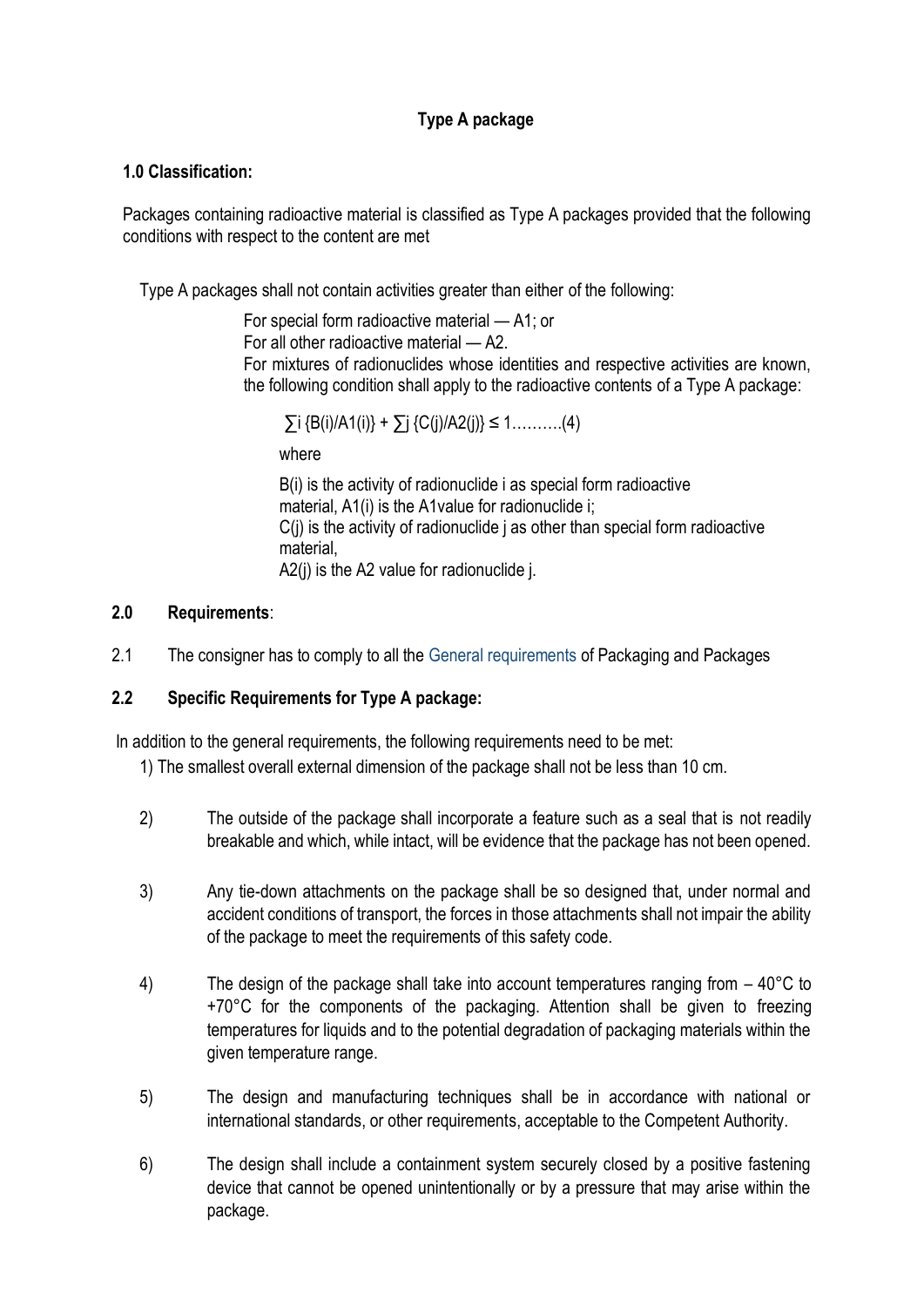# Type A package

## 1.0 Classification:

Packages containing radioactive material is classified as Type A packages provided that the following conditions with respect to the content are met

Type A packages shall not contain activities greater than either of the following:

For special form radioactive material — A1; or
For all other radioactive material — A2.
For mixtures of radionuclides whose identities and respective activities are known, the following condition shall apply to the radioactive contents of a Type A package:

$$\sum_i \{B(i)/A1(i)\} + \sum_j \{C(j)/A2(j)\} \leq 1 \quad \text{……….(4)}$$

where

$B(i)$ is the activity of radionuclide i as special form radioactive material, $A1(i)$ is the A1value for radionuclide i;
$C(j)$ is the activity of radionuclide j as other than special form radioactive material,
$A2(j)$ is the A2 value for radionuclide j.

## 2.0 Requirements:

2.1 The consigner has to comply to all the General requirements of Packaging and Packages

### 2.2 Specific Requirements for Type A package:

In addition to the general requirements, the following requirements need to be met:

1) The smallest overall external dimension of the package shall not be less than 10 cm.

2) The outside of the package shall incorporate a feature such as a seal that is not readily breakable and which, while intact, will be evidence that the package has not been opened.

3) Any tie-down attachments on the package shall be so designed that, under normal and accident conditions of transport, the forces in those attachments shall not impair the ability of the package to meet the requirements of this safety code.

4) The design of the package shall take into account temperatures ranging from – 40°C to +70°C for the components of the packaging. Attention shall be given to freezing temperatures for liquids and to the potential degradation of packaging materials within the given temperature range.

5) The design and manufacturing techniques shall be in accordance with national or international standards, or other requirements, acceptable to the Competent Authority.

6) The design shall include a containment system securely closed by a positive fastening device that cannot be opened unintentionally or by a pressure that may arise within the package.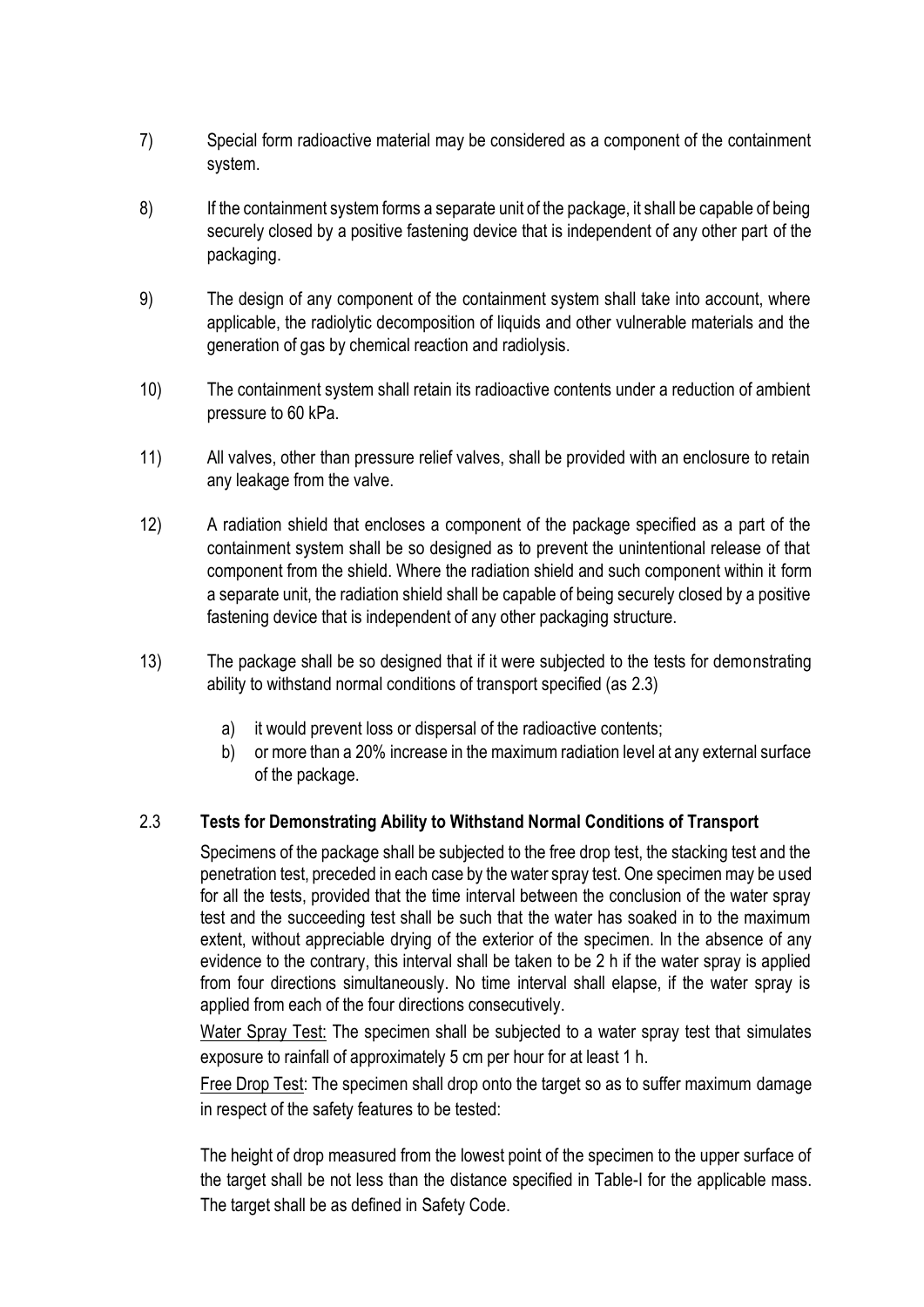7) Special form radioactive material may be considered as a component of the containment system.

8) If the containment system forms a separate unit of the package, it shall be capable of being securely closed by a positive fastening device that is independent of any other part of the packaging.

9) The design of any component of the containment system shall take into account, where applicable, the radiolytic decomposition of liquids and other vulnerable materials and the generation of gas by chemical reaction and radiolysis.

10) The containment system shall retain its radioactive contents under a reduction of ambient pressure to 60 kPa.

11) All valves, other than pressure relief valves, shall be provided with an enclosure to retain any leakage from the valve.

12) A radiation shield that encloses a component of the package specified as a part of the containment system shall be so designed as to prevent the unintentional release of that component from the shield. Where the radiation shield and such component within it form a separate unit, the radiation shield shall be capable of being securely closed by a positive fastening device that is independent of any other packaging structure.

13) The package shall be so designed that if it were subjected to the tests for demonstrating ability to withstand normal conditions of transport specified (as 2.3)

    a) it would prevent loss or dispersal of the radioactive contents;
    b) or more than a 20% increase in the maximum radiation level at any external surface of the package.

## 2.3 **Tests for Demonstrating Ability to Withstand Normal Conditions of Transport**

Specimens of the package shall be subjected to the free drop test, the stacking test and the penetration test, preceded in each case by the water spray test. One specimen may be used for all the tests, provided that the time interval between the conclusion of the water spray test and the succeeding test shall be such that the water has soaked in to the maximum extent, without appreciable drying of the exterior of the specimen. In the absence of any evidence to the contrary, this interval shall be taken to be 2 h if the water spray is applied from four directions simultaneously. No time interval shall elapse, if the water spray is applied from each of the four directions consecutively.

Water Spray Test: The specimen shall be subjected to a water spray test that simulates exposure to rainfall of approximately 5 cm per hour for at least 1 h.

Free Drop Test: The specimen shall drop onto the target so as to suffer maximum damage in respect of the safety features to be tested:

The height of drop measured from the lowest point of the specimen to the upper surface of the target shall be not less than the distance specified in Table-I for the applicable mass. The target shall be as defined in Safety Code.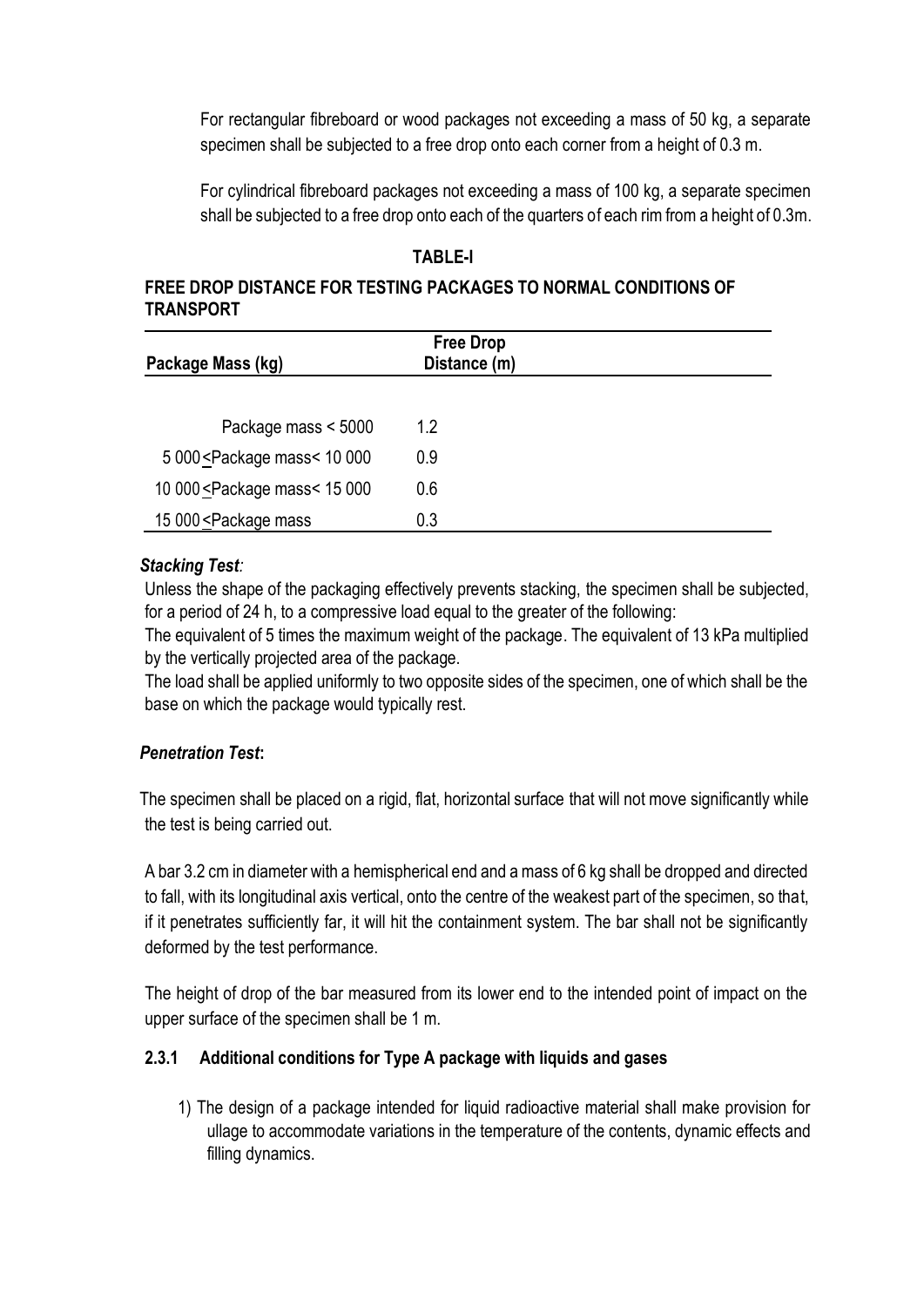For rectangular fibreboard or wood packages not exceeding a mass of 50 kg, a separate specimen shall be subjected to a free drop onto each corner from a height of 0.3 m.

For cylindrical fibreboard packages not exceeding a mass of 100 kg, a separate specimen shall be subjected to a free drop onto each of the quarters of each rim from a height of 0.3m.

**TABLE-I**

**FREE DROP DISTANCE FOR TESTING PACKAGES TO NORMAL CONDITIONS OF TRANSPORT**

| Package Mass (kg) | Free Drop Distance (m) |
|---|---|
| Package mass < 5000 | 1.2 |
| 5 000 ≤ Package mass < 10 000 | 0.9 |
| 10 000 ≤ Package mass < 15 000 | 0.6 |
| 15 000 ≤ Package mass | 0.3 |

***Stacking Test:***

Unless the shape of the packaging effectively prevents stacking, the specimen shall be subjected, for a period of 24 h, to a compressive load equal to the greater of the following:

The equivalent of 5 times the maximum weight of the package. The equivalent of 13 kPa multiplied by the vertically projected area of the package.

The load shall be applied uniformly to two opposite sides of the specimen, one of which shall be the base on which the package would typically rest.

***Penetration Test*:**

The specimen shall be placed on a rigid, flat, horizontal surface that will not move significantly while the test is being carried out.

A bar 3.2 cm in diameter with a hemispherical end and a mass of 6 kg shall be dropped and directed to fall, with its longitudinal axis vertical, onto the centre of the weakest part of the specimen, so that, if it penetrates sufficiently far, it will hit the containment system. The bar shall not be significantly deformed by the test performance.

The height of drop of the bar measured from its lower end to the intended point of impact on the upper surface of the specimen shall be 1 m.

### 2.3.1 Additional conditions for Type A package with liquids and gases

1) The design of a package intended for liquid radioactive material shall make provision for ullage to accommodate variations in the temperature of the contents, dynamic effects and filling dynamics.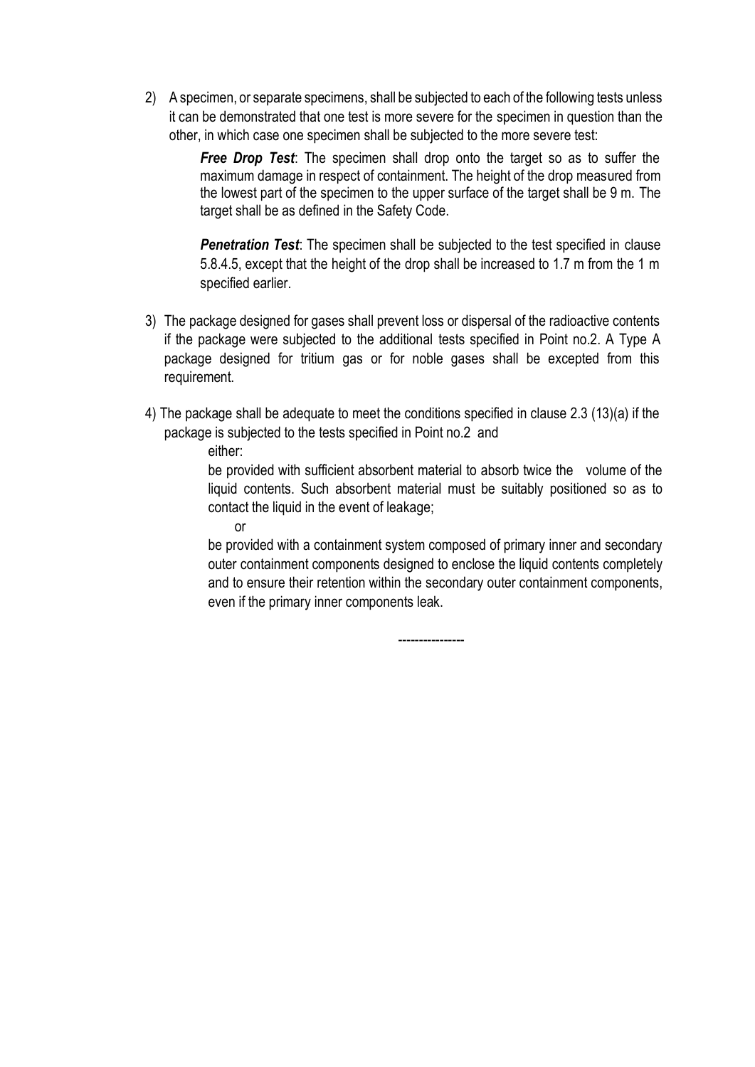2) A specimen, or separate specimens, shall be subjected to each of the following tests unless it can be demonstrated that one test is more severe for the specimen in question than the other, in which case one specimen shall be subjected to the more severe test:

   ***Free Drop Test***: The specimen shall drop onto the target so as to suffer the maximum damage in respect of containment. The height of the drop measured from the lowest part of the specimen to the upper surface of the target shall be 9 m. The target shall be as defined in the Safety Code.

   ***Penetration Test***: The specimen shall be subjected to the test specified in clause 5.8.4.5, except that the height of the drop shall be increased to 1.7 m from the 1 m specified earlier.

3) The package designed for gases shall prevent loss or dispersal of the radioactive contents if the package were subjected to the additional tests specified in Point no.2. A Type A package designed for tritium gas or for noble gases shall be excepted from this requirement.

4) The package shall be adequate to meet the conditions specified in clause 2.3 (13)(a) if the package is subjected to the tests specified in Point no.2 and

   either:

   be provided with sufficient absorbent material to absorb twice the volume of the liquid contents. Such absorbent material must be suitably positioned so as to contact the liquid in the event of leakage;

   or

   be provided with a containment system composed of primary inner and secondary outer containment components designed to enclose the liquid contents completely and to ensure their retention within the secondary outer containment components, even if the primary inner components leak.

----------------